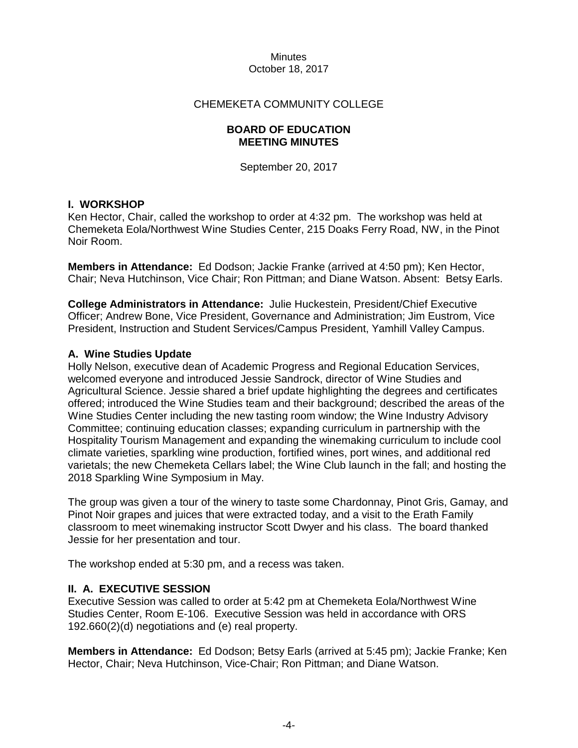Minutes
October 18, 2017

CHEMEKETA COMMUNITY COLLEGE

**BOARD OF EDUCATION**
**MEETING MINUTES**

September 20, 2017

## I. WORKSHOP

Ken Hector, Chair, called the workshop to order at 4:32 pm. The workshop was held at Chemeketa Eola/Northwest Wine Studies Center, 215 Doaks Ferry Road, NW, in the Pinot Noir Room.

**Members in Attendance:** Ed Dodson; Jackie Franke (arrived at 4:50 pm); Ken Hector, Chair; Neva Hutchinson, Vice Chair; Ron Pittman; and Diane Watson. Absent: Betsy Earls.

**College Administrators in Attendance:** Julie Huckestein, President/Chief Executive Officer; Andrew Bone, Vice President, Governance and Administration; Jim Eustrom, Vice President, Instruction and Student Services/Campus President, Yamhill Valley Campus.

### A. Wine Studies Update

Holly Nelson, executive dean of Academic Progress and Regional Education Services, welcomed everyone and introduced Jessie Sandrock, director of Wine Studies and Agricultural Science. Jessie shared a brief update highlighting the degrees and certificates offered; introduced the Wine Studies team and their background; described the areas of the Wine Studies Center including the new tasting room window; the Wine Industry Advisory Committee; continuing education classes; expanding curriculum in partnership with the Hospitality Tourism Management and expanding the winemaking curriculum to include cool climate varieties, sparkling wine production, fortified wines, port wines, and additional red varietals; the new Chemeketa Cellars label; the Wine Club launch in the fall; and hosting the 2018 Sparkling Wine Symposium in May.

The group was given a tour of the winery to taste some Chardonnay, Pinot Gris, Gamay, and Pinot Noir grapes and juices that were extracted today, and a visit to the Erath Family classroom to meet winemaking instructor Scott Dwyer and his class. The board thanked Jessie for her presentation and tour.

The workshop ended at 5:30 pm, and a recess was taken.

## II. A. EXECUTIVE SESSION

Executive Session was called to order at 5:42 pm at Chemeketa Eola/Northwest Wine Studies Center, Room E-106. Executive Session was held in accordance with ORS 192.660(2)(d) negotiations and (e) real property.

**Members in Attendance:** Ed Dodson; Betsy Earls (arrived at 5:45 pm); Jackie Franke; Ken Hector, Chair; Neva Hutchinson, Vice-Chair; Ron Pittman; and Diane Watson.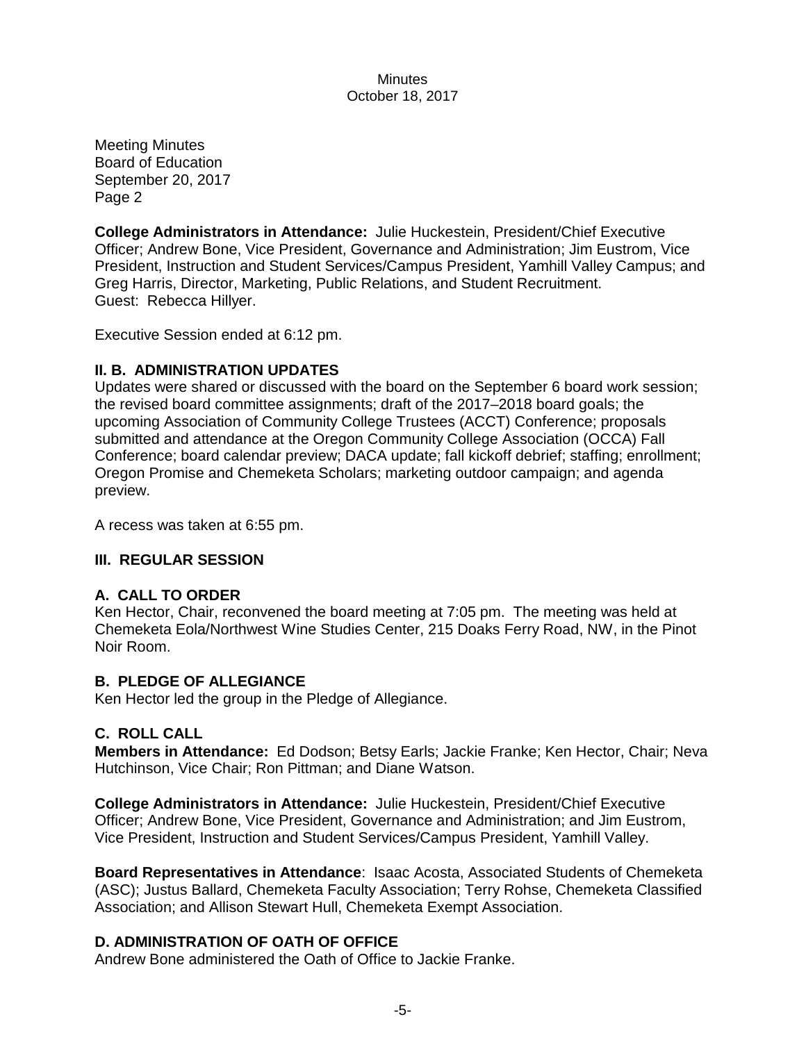Meeting Minutes
Board of Education
September 20, 2017
Page 2

**College Administrators in Attendance:** Julie Huckestein, President/Chief Executive Officer; Andrew Bone, Vice President, Governance and Administration; Jim Eustrom, Vice President, Instruction and Student Services/Campus President, Yamhill Valley Campus; and Greg Harris, Director, Marketing, Public Relations, and Student Recruitment.
Guest: Rebecca Hillyer.

Executive Session ended at 6:12 pm.

## II. B. ADMINISTRATION UPDATES

Updates were shared or discussed with the board on the September 6 board work session; the revised board committee assignments; draft of the 2017–2018 board goals; the upcoming Association of Community College Trustees (ACCT) Conference; proposals submitted and attendance at the Oregon Community College Association (OCCA) Fall Conference; board calendar preview; DACA update; fall kickoff debrief; staffing; enrollment; Oregon Promise and Chemeketa Scholars; marketing outdoor campaign; and agenda preview.

A recess was taken at 6:55 pm.

## III. REGULAR SESSION

### A. CALL TO ORDER

Ken Hector, Chair, reconvened the board meeting at 7:05 pm. The meeting was held at Chemeketa Eola/Northwest Wine Studies Center, 215 Doaks Ferry Road, NW, in the Pinot Noir Room.

### B. PLEDGE OF ALLEGIANCE

Ken Hector led the group in the Pledge of Allegiance.

### C. ROLL CALL

**Members in Attendance:** Ed Dodson; Betsy Earls; Jackie Franke; Ken Hector, Chair; Neva Hutchinson, Vice Chair; Ron Pittman; and Diane Watson.

**College Administrators in Attendance:** Julie Huckestein, President/Chief Executive Officer; Andrew Bone, Vice President, Governance and Administration; and Jim Eustrom, Vice President, Instruction and Student Services/Campus President, Yamhill Valley.

**Board Representatives in Attendance**: Isaac Acosta, Associated Students of Chemeketa (ASC); Justus Ballard, Chemeketa Faculty Association; Terry Rohse, Chemeketa Classified Association; and Allison Stewart Hull, Chemeketa Exempt Association.

### D. ADMINISTRATION OF OATH OF OFFICE

Andrew Bone administered the Oath of Office to Jackie Franke.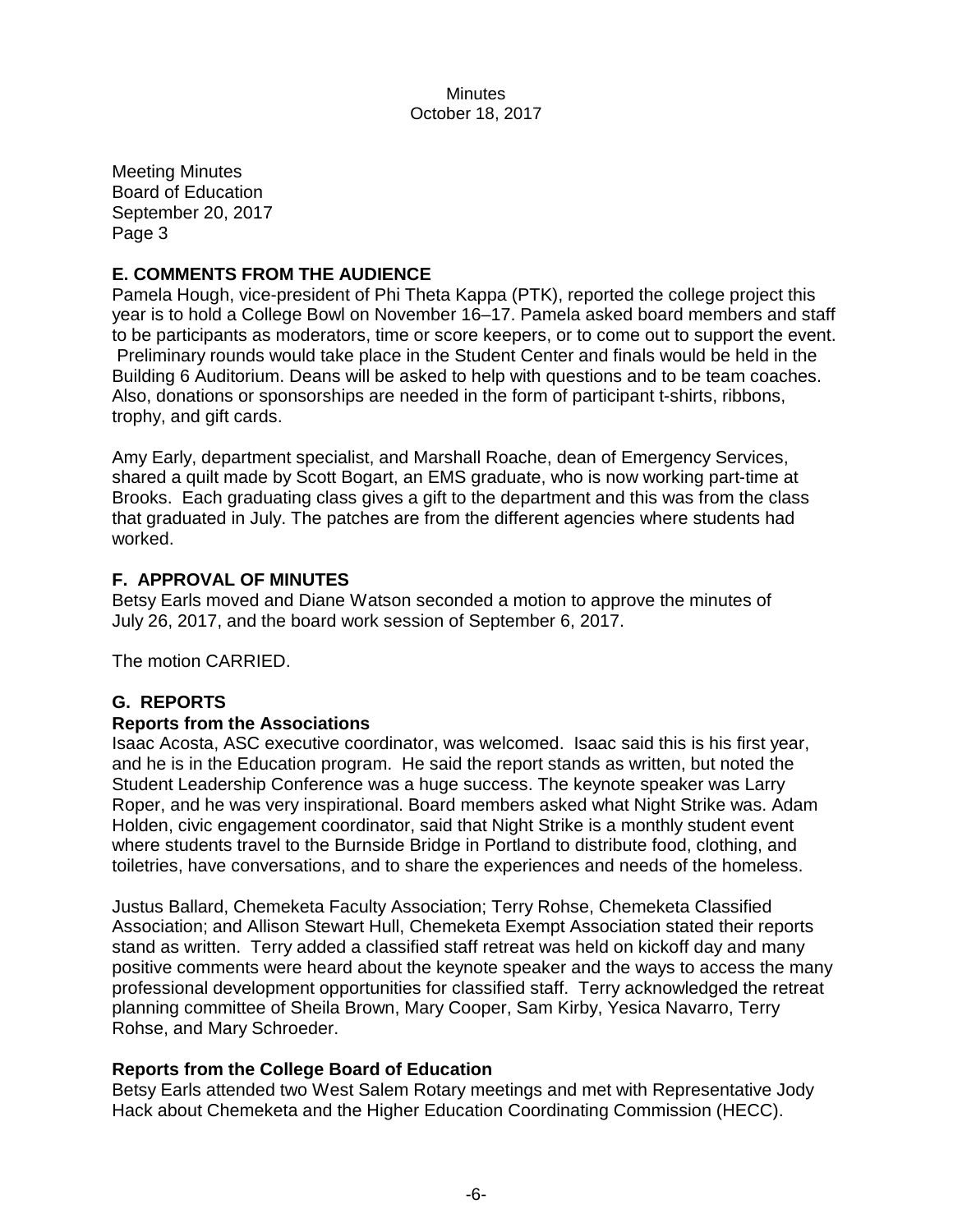Meeting Minutes
Board of Education
September 20, 2017
Page 3

## E. COMMENTS FROM THE AUDIENCE

Pamela Hough, vice-president of Phi Theta Kappa (PTK), reported the college project this year is to hold a College Bowl on November 16–17. Pamela asked board members and staff to be participants as moderators, time or score keepers, or to come out to support the event. Preliminary rounds would take place in the Student Center and finals would be held in the Building 6 Auditorium. Deans will be asked to help with questions and to be team coaches. Also, donations or sponsorships are needed in the form of participant t-shirts, ribbons, trophy, and gift cards.

Amy Early, department specialist, and Marshall Roache, dean of Emergency Services, shared a quilt made by Scott Bogart, an EMS graduate, who is now working part-time at Brooks. Each graduating class gives a gift to the department and this was from the class that graduated in July. The patches are from the different agencies where students had worked.

## F. APPROVAL OF MINUTES

Betsy Earls moved and Diane Watson seconded a motion to approve the minutes of July 26, 2017, and the board work session of September 6, 2017.

The motion CARRIED.

## G. REPORTS

### Reports from the Associations

Isaac Acosta, ASC executive coordinator, was welcomed. Isaac said this is his first year, and he is in the Education program. He said the report stands as written, but noted the Student Leadership Conference was a huge success. The keynote speaker was Larry Roper, and he was very inspirational. Board members asked what Night Strike was. Adam Holden, civic engagement coordinator, said that Night Strike is a monthly student event where students travel to the Burnside Bridge in Portland to distribute food, clothing, and toiletries, have conversations, and to share the experiences and needs of the homeless.

Justus Ballard, Chemeketa Faculty Association; Terry Rohse, Chemeketa Classified Association; and Allison Stewart Hull, Chemeketa Exempt Association stated their reports stand as written. Terry added a classified staff retreat was held on kickoff day and many positive comments were heard about the keynote speaker and the ways to access the many professional development opportunities for classified staff. Terry acknowledged the retreat planning committee of Sheila Brown, Mary Cooper, Sam Kirby, Yesica Navarro, Terry Rohse, and Mary Schroeder.

### Reports from the College Board of Education

Betsy Earls attended two West Salem Rotary meetings and met with Representative Jody Hack about Chemeketa and the Higher Education Coordinating Commission (HECC).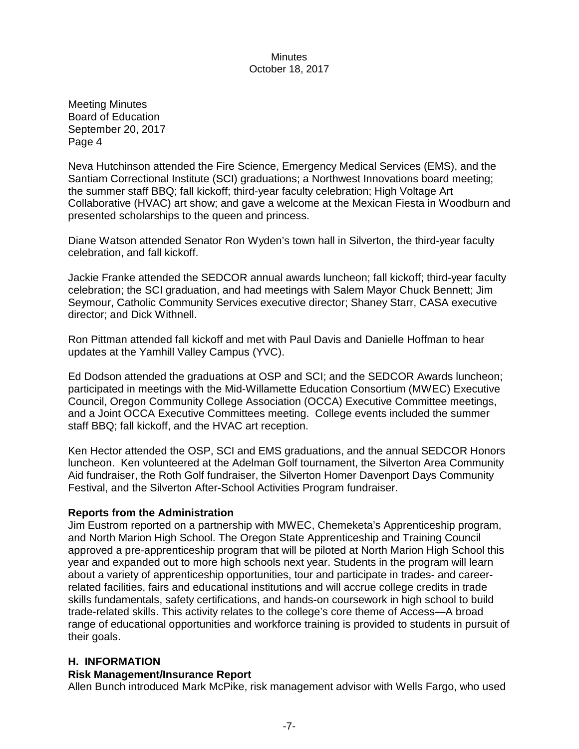Meeting Minutes
Board of Education
September 20, 2017
Page 4

Neva Hutchinson attended the Fire Science, Emergency Medical Services (EMS), and the Santiam Correctional Institute (SCI) graduations; a Northwest Innovations board meeting; the summer staff BBQ; fall kickoff; third-year faculty celebration; High Voltage Art Collaborative (HVAC) art show; and gave a welcome at the Mexican Fiesta in Woodburn and presented scholarships to the queen and princess.

Diane Watson attended Senator Ron Wyden's town hall in Silverton, the third-year faculty celebration, and fall kickoff.

Jackie Franke attended the SEDCOR annual awards luncheon; fall kickoff; third-year faculty celebration; the SCI graduation, and had meetings with Salem Mayor Chuck Bennett; Jim Seymour, Catholic Community Services executive director; Shaney Starr, CASA executive director; and Dick Withnell.

Ron Pittman attended fall kickoff and met with Paul Davis and Danielle Hoffman to hear updates at the Yamhill Valley Campus (YVC).

Ed Dodson attended the graduations at OSP and SCI; and the SEDCOR Awards luncheon; participated in meetings with the Mid-Willamette Education Consortium (MWEC) Executive Council, Oregon Community College Association (OCCA) Executive Committee meetings, and a Joint OCCA Executive Committees meeting. College events included the summer staff BBQ; fall kickoff, and the HVAC art reception.

Ken Hector attended the OSP, SCI and EMS graduations, and the annual SEDCOR Honors luncheon. Ken volunteered at the Adelman Golf tournament, the Silverton Area Community Aid fundraiser, the Roth Golf fundraiser, the Silverton Homer Davenport Days Community Festival, and the Silverton After-School Activities Program fundraiser.

**Reports from the Administration**

Jim Eustrom reported on a partnership with MWEC, Chemeketa's Apprenticeship program, and North Marion High School. The Oregon State Apprenticeship and Training Council approved a pre-apprenticeship program that will be piloted at North Marion High School this year and expanded out to more high schools next year. Students in the program will learn about a variety of apprenticeship opportunities, tour and participate in trades- and career-related facilities, fairs and educational institutions and will accrue college credits in trade skills fundamentals, safety certifications, and hands-on coursework in high school to build trade-related skills. This activity relates to the college's core theme of Access—A broad range of educational opportunities and workforce training is provided to students in pursuit of their goals.

## H. INFORMATION

**Risk Management/Insurance Report**

Allen Bunch introduced Mark McPike, risk management advisor with Wells Fargo, who used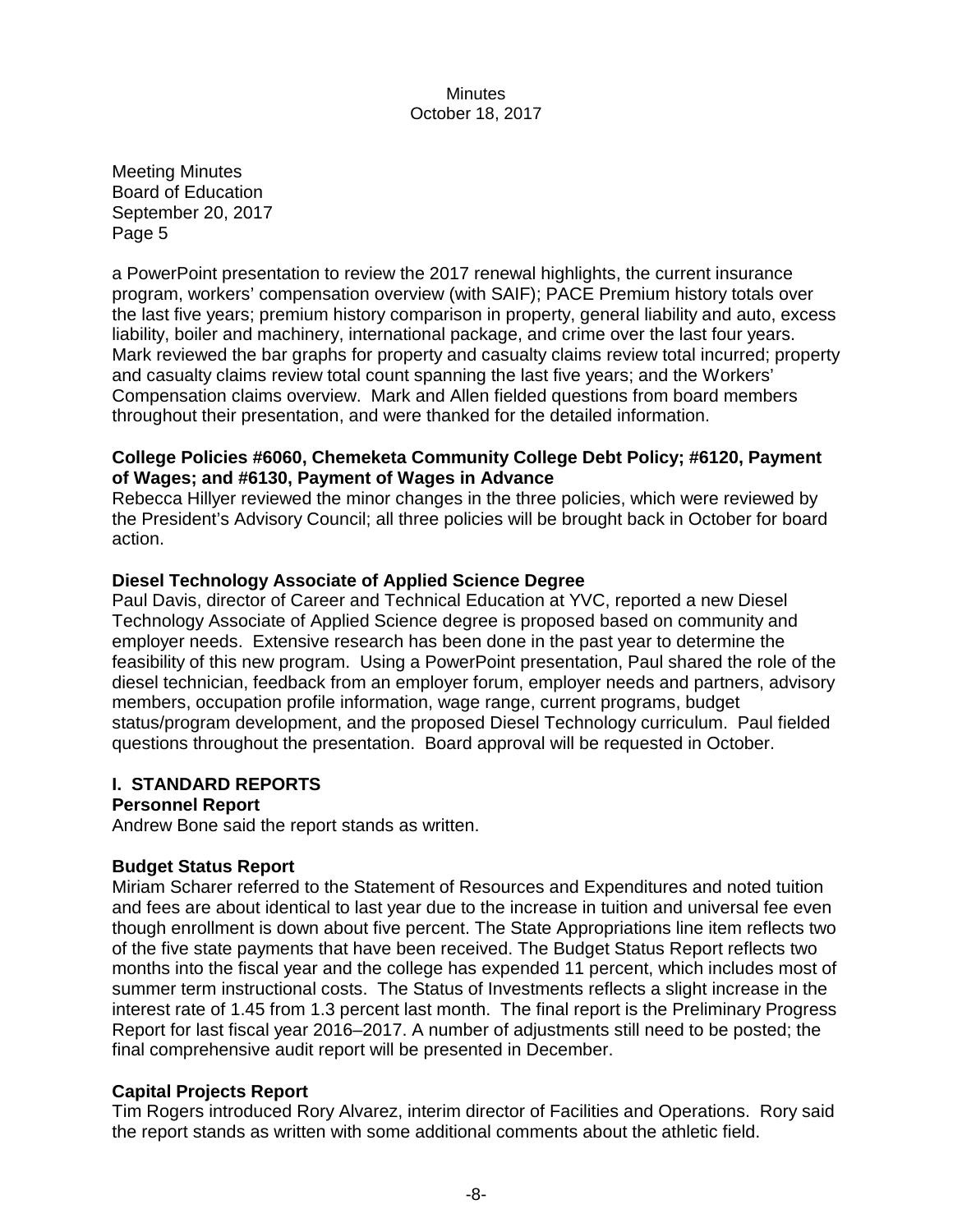Meeting Minutes
Board of Education
September 20, 2017
Page 5

a PowerPoint presentation to review the 2017 renewal highlights, the current insurance program, workers' compensation overview (with SAIF); PACE Premium history totals over the last five years; premium history comparison in property, general liability and auto, excess liability, boiler and machinery, international package, and crime over the last four years. Mark reviewed the bar graphs for property and casualty claims review total incurred; property and casualty claims review total count spanning the last five years; and the Workers' Compensation claims overview. Mark and Allen fielded questions from board members throughout their presentation, and were thanked for the detailed information.

**College Policies #6060, Chemeketa Community College Debt Policy; #6120, Payment of Wages; and #6130, Payment of Wages in Advance**

Rebecca Hillyer reviewed the minor changes in the three policies, which were reviewed by the President's Advisory Council; all three policies will be brought back in October for board action.

**Diesel Technology Associate of Applied Science Degree**

Paul Davis, director of Career and Technical Education at YVC, reported a new Diesel Technology Associate of Applied Science degree is proposed based on community and employer needs. Extensive research has been done in the past year to determine the feasibility of this new program. Using a PowerPoint presentation, Paul shared the role of the diesel technician, feedback from an employer forum, employer needs and partners, advisory members, occupation profile information, wage range, current programs, budget status/program development, and the proposed Diesel Technology curriculum. Paul fielded questions throughout the presentation. Board approval will be requested in October.

## I. STANDARD REPORTS

**Personnel Report**

Andrew Bone said the report stands as written.

**Budget Status Report**

Miriam Scharer referred to the Statement of Resources and Expenditures and noted tuition and fees are about identical to last year due to the increase in tuition and universal fee even though enrollment is down about five percent. The State Appropriations line item reflects two of the five state payments that have been received. The Budget Status Report reflects two months into the fiscal year and the college has expended 11 percent, which includes most of summer term instructional costs. The Status of Investments reflects a slight increase in the interest rate of 1.45 from 1.3 percent last month. The final report is the Preliminary Progress Report for last fiscal year 2016–2017. A number of adjustments still need to be posted; the final comprehensive audit report will be presented in December.

**Capital Projects Report**

Tim Rogers introduced Rory Alvarez, interim director of Facilities and Operations. Rory said the report stands as written with some additional comments about the athletic field.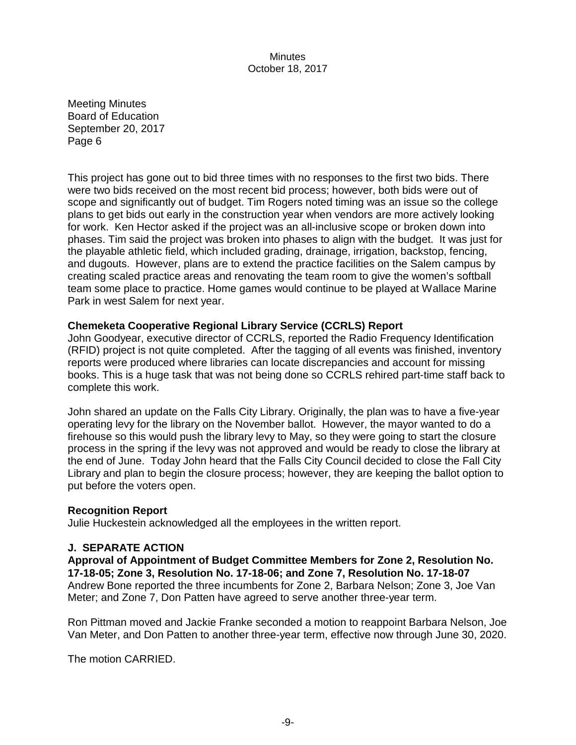Meeting Minutes
Board of Education
September 20, 2017
Page 6

This project has gone out to bid three times with no responses to the first two bids. There were two bids received on the most recent bid process; however, both bids were out of scope and significantly out of budget. Tim Rogers noted timing was an issue so the college plans to get bids out early in the construction year when vendors are more actively looking for work. Ken Hector asked if the project was an all-inclusive scope or broken down into phases. Tim said the project was broken into phases to align with the budget. It was just for the playable athletic field, which included grading, drainage, irrigation, backstop, fencing, and dugouts. However, plans are to extend the practice facilities on the Salem campus by creating scaled practice areas and renovating the team room to give the women's softball team some place to practice. Home games would continue to be played at Wallace Marine Park in west Salem for next year.

**Chemeketa Cooperative Regional Library Service (CCRLS) Report**
John Goodyear, executive director of CCRLS, reported the Radio Frequency Identification (RFID) project is not quite completed. After the tagging of all events was finished, inventory reports were produced where libraries can locate discrepancies and account for missing books. This is a huge task that was not being done so CCRLS rehired part-time staff back to complete this work.

John shared an update on the Falls City Library. Originally, the plan was to have a five-year operating levy for the library on the November ballot. However, the mayor wanted to do a firehouse so this would push the library levy to May, so they were going to start the closure process in the spring if the levy was not approved and would be ready to close the library at the end of June. Today John heard that the Falls City Council decided to close the Fall City Library and plan to begin the closure process; however, they are keeping the ballot option to put before the voters open.

**Recognition Report**
Julie Huckestein acknowledged all the employees in the written report.

**J. SEPARATE ACTION**

**Approval of Appointment of Budget Committee Members for Zone 2, Resolution No. 17-18-05; Zone 3, Resolution No. 17-18-06; and Zone 7, Resolution No. 17-18-07**
Andrew Bone reported the three incumbents for Zone 2, Barbara Nelson; Zone 3, Joe Van Meter; and Zone 7, Don Patten have agreed to serve another three-year term.

Ron Pittman moved and Jackie Franke seconded a motion to reappoint Barbara Nelson, Joe Van Meter, and Don Patten to another three-year term, effective now through June 30, 2020.

The motion CARRIED.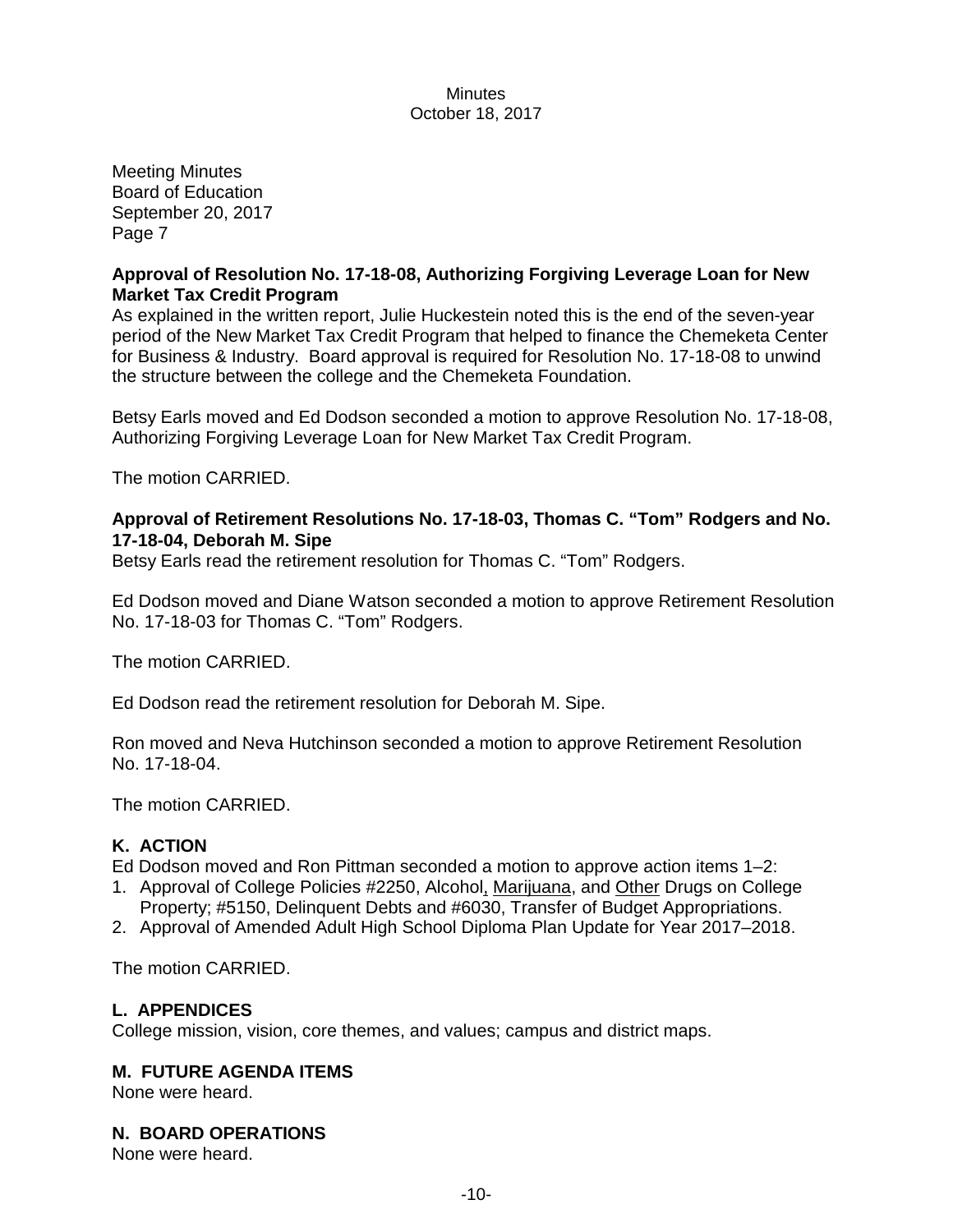Meeting Minutes
Board of Education
September 20, 2017
Page 7

**Approval of Resolution No. 17-18-08, Authorizing Forgiving Leverage Loan for New Market Tax Credit Program**
As explained in the written report, Julie Huckestein noted this is the end of the seven-year period of the New Market Tax Credit Program that helped to finance the Chemeketa Center for Business & Industry. Board approval is required for Resolution No. 17-18-08 to unwind the structure between the college and the Chemeketa Foundation.

Betsy Earls moved and Ed Dodson seconded a motion to approve Resolution No. 17-18-08, Authorizing Forgiving Leverage Loan for New Market Tax Credit Program.

The motion CARRIED.

**Approval of Retirement Resolutions No. 17-18-03, Thomas C. "Tom" Rodgers and No. 17-18-04, Deborah M. Sipe**
Betsy Earls read the retirement resolution for Thomas C. "Tom" Rodgers.

Ed Dodson moved and Diane Watson seconded a motion to approve Retirement Resolution No. 17-18-03 for Thomas C. "Tom" Rodgers.

The motion CARRIED.

Ed Dodson read the retirement resolution for Deborah M. Sipe.

Ron moved and Neva Hutchinson seconded a motion to approve Retirement Resolution No. 17-18-04.

The motion CARRIED.

## K. ACTION

Ed Dodson moved and Ron Pittman seconded a motion to approve action items 1–2:

1. Approval of College Policies #2250, Alcohol, Marijuana, and Other Drugs on College Property; #5150, Delinquent Debts and #6030, Transfer of Budget Appropriations.
2. Approval of Amended Adult High School Diploma Plan Update for Year 2017–2018.

The motion CARRIED.

## L. APPENDICES

College mission, vision, core themes, and values; campus and district maps.

## M. FUTURE AGENDA ITEMS

None were heard.

## N. BOARD OPERATIONS

None were heard.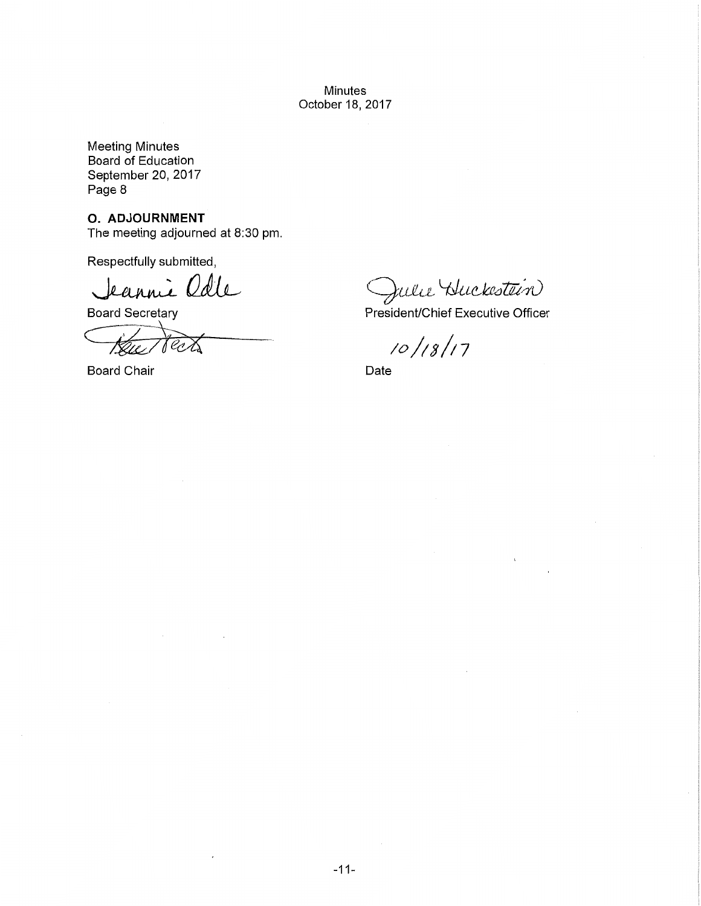Meeting Minutes
Board of Education
September 20, 2017
Page 8

**O. ADJOURNMENT**
The meeting adjourned at 8:30 pm.

Respectfully submitted,

Jeannie Odle
Board Secretary

Board Chair

Julie Huckstein
President/Chief Executive Officer

10/18/17
Date